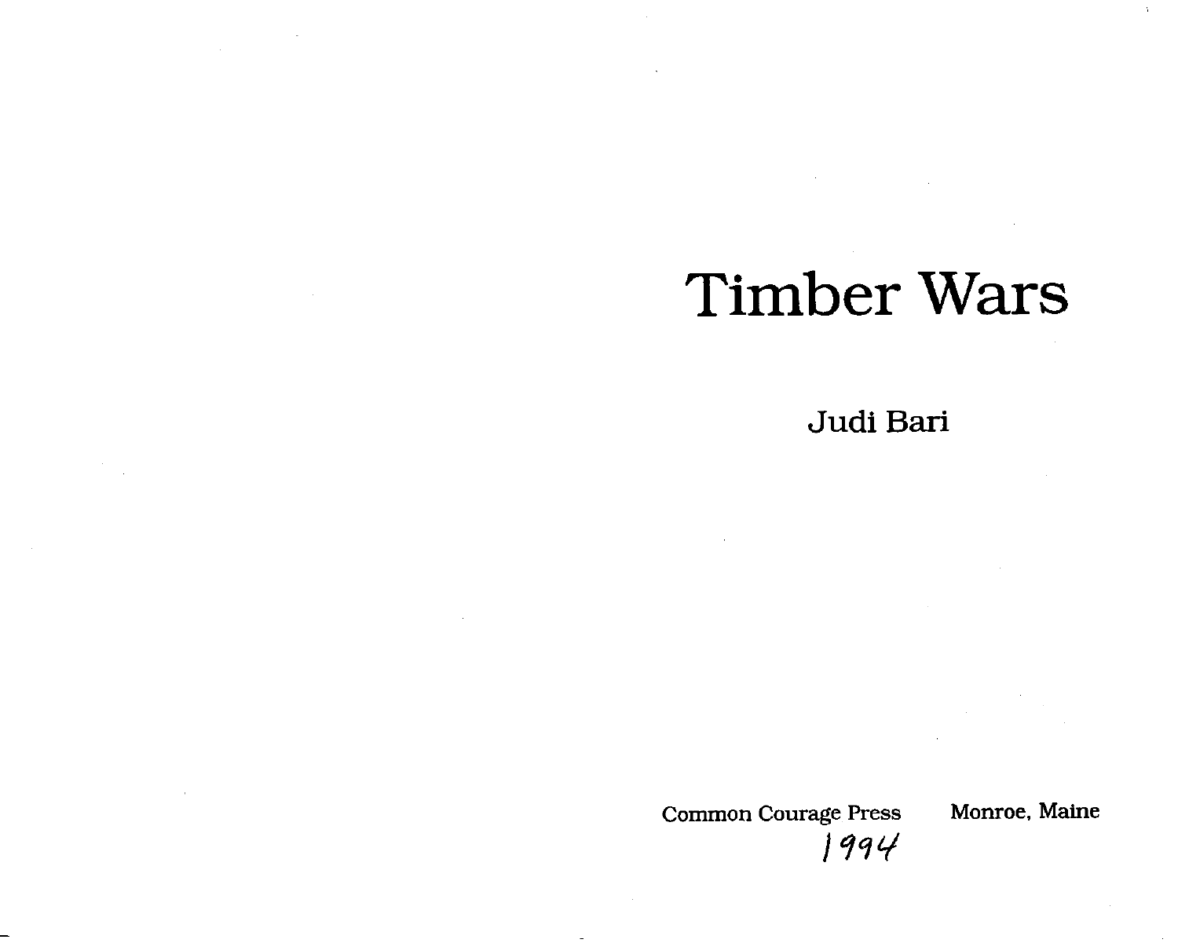# Timber Wars

Judi Bari

Common Courage Press Monroe, Maine

1994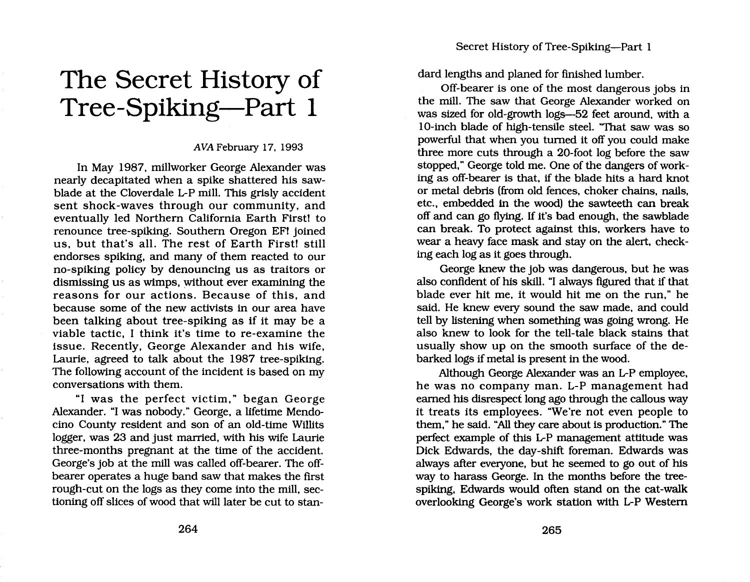# The Secret History of Tree-Spiking—Part 1

*AVA* February 17, 1993

In May 1987, millworker George Alexander was nearly decapitated when a spike shattered his saw-blade at the Cloverdale L-P mill. This grisly accident sent shock-waves through our community, and eventually led Northern California Earth First! to renounce tree-spiking. Southern Oregon EF! joined us, but that's all. The rest of Earth First! still endorses spiking, and many of them reacted to our no-spiking policy by denouncing us as traitors or dismissing us as wimps, without ever examining the reasons for our actions. Because of this, and because some of the new activists in our area have been talking about tree-spiking as if it may be a viable tactic, I think it's time to re-examine the issue. Recently, George Alexander and his wife, Laurie, agreed to talk about the 1987 tree-spiking. The following account of the incident is based on my conversations with them.

"I was the perfect victim," began George Alexander. "I was nobody." George, a lifetime Mendocino County resident and son of an old-time Willits logger, was 23 and just married, with his wife Laurie three-months pregnant at the time of the accident. George's job at the mill was called off-bearer. The off-bearer operates a huge band saw that makes the first rough-cut on the logs as they come into the mill, sectioning off slices of wood that will later be cut to standard lengths and planed for finished lumber.

Off-bearer is one of the most dangerous jobs in the mill. The saw that George Alexander worked on was sized for old-growth logs—52 feet around, with a 10-inch blade of high-tensile steel. "That saw was so powerful that when you turned it off you could make three more cuts through a 20-foot log before the saw stopped," George told me. One of the dangers of working as off-bearer is that, if the blade hits a hard knot or metal debris (from old fences, choker chains, nails, etc., embedded in the wood) the sawteeth can break off and can go flying. If it's bad enough, the sawblade can break. To protect against this, workers have to wear a heavy face mask and stay on the alert, checking each log as it goes through.

George knew the job was dangerous, but he was also confident of his skill. "I always figured that if that blade ever hit me, it would hit me on the run," he said. He knew every sound the saw made, and could tell by listening when something was going wrong. He also knew to look for the tell-tale black stains that usually show up on the smooth surface of the de-barked logs if metal is present in the wood.

Although George Alexander was an L-P employee, he was no company man. L-P management had earned his disrespect long ago through the callous way it treats its employees. "We're not even people to them," he said. "All they care about is production." The perfect example of this L-P management attitude was Dick Edwards, the day-shift foreman. Edwards was always after everyone, but he seemed to go out of his way to harass George. In the months before the tree-spiking, Edwards would often stand on the cat-walk overlooking George's work station with L-P Western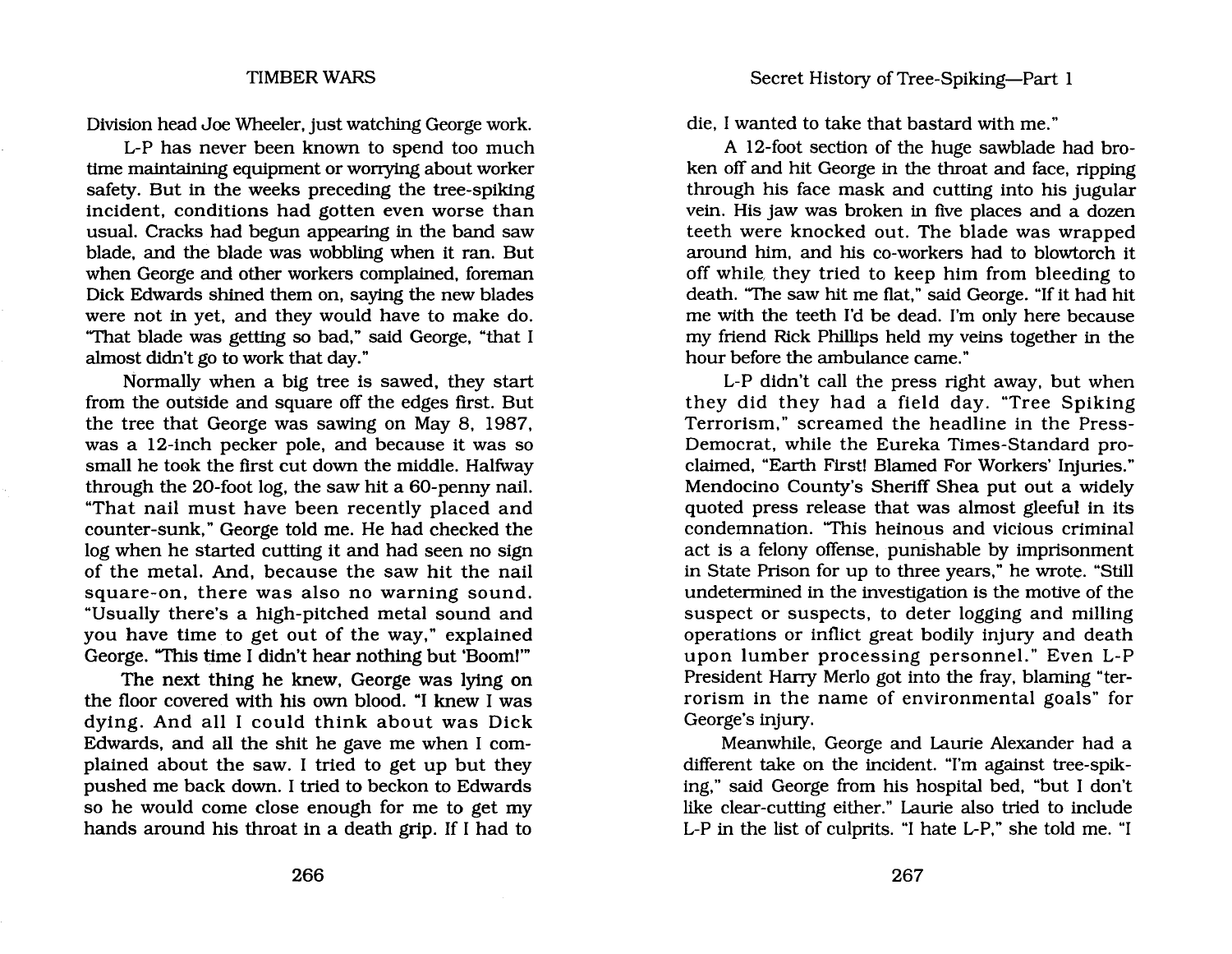Division head Joe Wheeler, just watching George work.

L-P has never been known to spend too much time maintaining equipment or worrying about worker safety. But in the weeks preceding the tree-spiking incident, conditions had gotten even worse than usual. Cracks had begun appearing in the band saw blade, and the blade was wobbling when it ran. But when George and other workers complained, foreman Dick Edwards shined them on, saying the new blades were not in yet, and they would have to make do. "That blade was getting so bad," said George, "that I almost didn't go to work that day."

Normally when a big tree is sawed, they start from the outside and square off the edges first. But the tree that George was sawing on May 8, 1987, was a 12-inch pecker pole, and because it was so small he took the first cut down the middle. Halfway through the 20-foot log, the saw hit a 60-penny nail. "That nail must have been recently placed and counter-sunk," George told me. He had checked the log when he started cutting it and had seen no sign of the metal. And, because the saw hit the nail square-on, there was also no warning sound. "Usually there's a high-pitched metal sound and you have time to get out of the way," explained George. "This time I didn't hear nothing but 'Boom!'"

The next thing he knew, George was lying on the floor covered with his own blood. "I knew I was dying. And all I could think about was Dick Edwards, and all the shit he gave me when I complained about the saw. I tried to get up but they pushed me back down. I tried to beckon to Edwards so he would come close enough for me to get my hands around his throat in a death grip. If I had to die, I wanted to take that bastard with me."

A 12-foot section of the huge sawblade had broken off and hit George in the throat and face, ripping through his face mask and cutting into his jugular vein. His jaw was broken in five places and a dozen teeth were knocked out. The blade was wrapped around him, and his co-workers had to blowtorch it off while they tried to keep him from bleeding to death. "The saw hit me flat," said George. "If it had hit me with the teeth I'd be dead. I'm only here because my friend Rick Phillips held my veins together in the hour before the ambulance came."

L-P didn't call the press right away, but when they did they had a field day. "Tree Spiking Terrorism," screamed the headline in the Press-Democrat, while the Eureka Times-Standard proclaimed, "Earth First! Blamed For Workers' Injuries." Mendocino County's Sheriff Shea put out a widely quoted press release that was almost gleeful in its condemnation. "This heinous and vicious criminal act is a felony offense, punishable by imprisonment in State Prison for up to three years," he wrote. "Still undetermined in the investigation is the motive of the suspect or suspects, to deter logging and milling operations or inflict great bodily injury and death upon lumber processing personnel." Even L-P President Harry Merlo got into the fray, blaming "terrorism in the name of environmental goals" for George's injury.

Meanwhile, George and Laurie Alexander had a different take on the incident. "I'm against tree-spiking," said George from his hospital bed, "but I don't like clear-cutting either." Laurie also tried to include L-P in the list of culprits. "I hate L-P," she told me. "I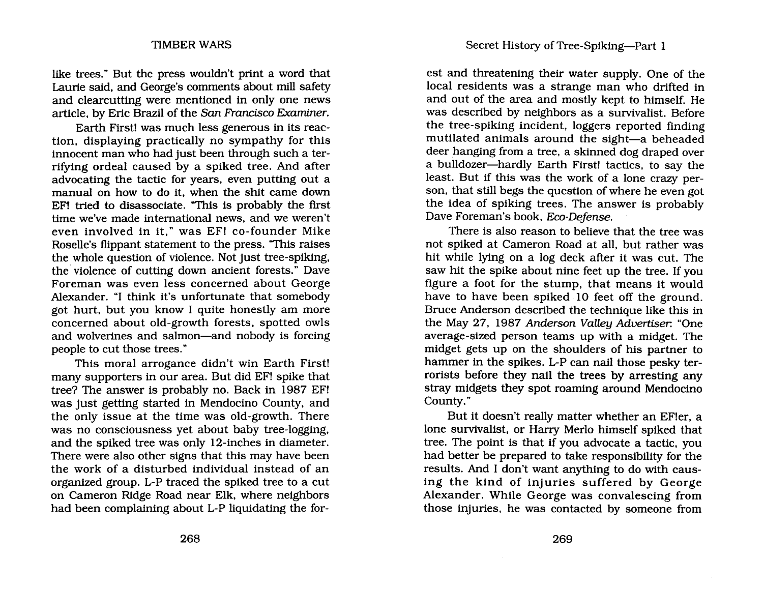like trees." But the press wouldn't print a word that Laurie said, and George's comments about mill safety and clearcutting were mentioned in only one news article, by Eric Brazil of the *San Francisco Examiner.*

Earth First! was much less generous in its reaction, displaying practically no sympathy for this innocent man who had just been through such a terrifying ordeal caused by a spiked tree. And after advocating the tactic for years, even putting out a manual on how to do it, when the shit came down EF! tried to disassociate. "This is probably the first time we've made international news, and we weren't even involved in it," was EF! co-founder Mike Roselle's flippant statement to the press. "This raises the whole question of violence. Not just tree-spiking, the violence of cutting down ancient forests." Dave Foreman was even less concerned about George Alexander. "I think it's unfortunate that somebody got hurt, but you know I quite honestly am more concerned about old-growth forests, spotted owls and wolverines and salmon—and nobody is forcing people to cut those trees."

This moral arrogance didn't win Earth First! many supporters in our area. But did EF! spike that tree? The answer is probably no. Back in 1987 EF! was just getting started in Mendocino County, and the only issue at the time was old-growth. There was no consciousness yet about baby tree-logging, and the spiked tree was only 12-inches in diameter. There were also other signs that this may have been the work of a disturbed individual instead of an organized group. L-P traced the spiked tree to a cut on Cameron Ridge Road near Elk, where neighbors had been complaining about L-P liquidating the forest and threatening their water supply. One of the local residents was a strange man who drifted in and out of the area and mostly kept to himself. He was described by neighbors as a survivalist. Before the tree-spiking incident, loggers reported finding mutilated animals around the sight—a beheaded deer hanging from a tree, a skinned dog draped over a bulldozer—hardly Earth First! tactics, to say the least. But if this was the work of a lone crazy person, that still begs the question of where he even got the idea of spiking trees. The answer is probably Dave Foreman's book, *Eco-Defense.*

There is also reason to believe that the tree was not spiked at Cameron Road at all, but rather was hit while lying on a log deck after it was cut. The saw hit the spike about nine feet up the tree. If you figure a foot for the stump, that means it would have to have been spiked 10 feet off the ground. Bruce Anderson described the technique like this in the May 27, 1987 *Anderson Valley Advertiser*: "One average-sized person teams up with a midget. The midget gets up on the shoulders of his partner to hammer in the spikes. L-P can nail those pesky terrorists before they nail the trees by arresting any stray midgets they spot roaming around Mendocino County."

But it doesn't really matter whether an EF!er, a lone survivalist, or Harry Merlo himself spiked that tree. The point is that if you advocate a tactic, you had better be prepared to take responsibility for the results. And I don't want anything to do with causing the kind of injuries suffered by George Alexander. While George was convalescing from those injuries, he was contacted by someone from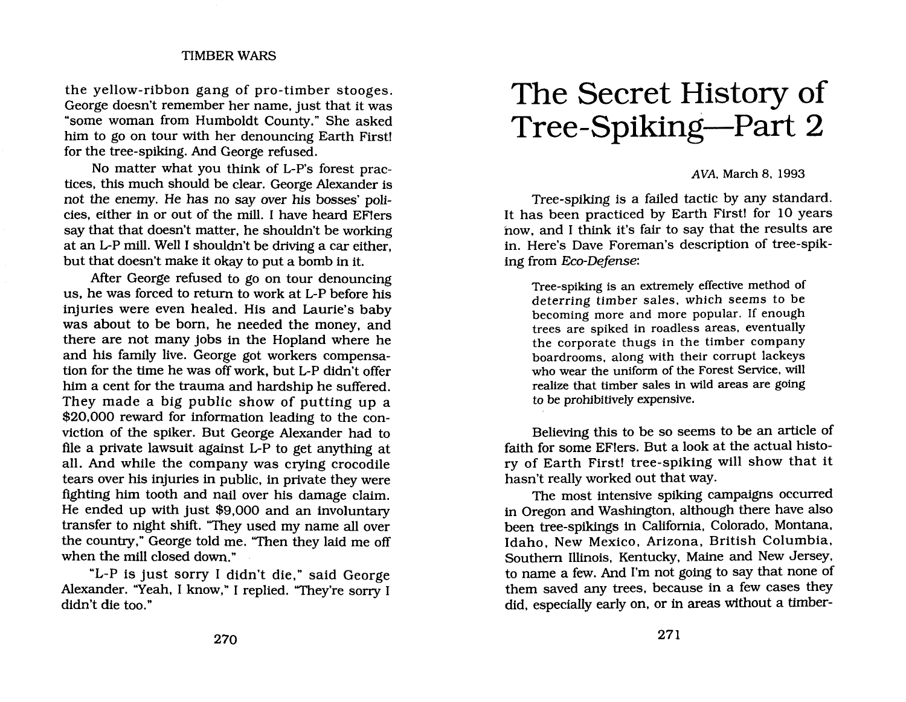the yellow-ribbon gang of pro-timber stooges. George doesn't remember her name, just that it was "some woman from Humboldt County." She asked him to go on tour with her denouncing Earth First! for the tree-spiking. And George refused.

No matter what you think of L-P's forest practices, this much should be clear. George Alexander is not the enemy. He has no say over his bosses' policies, either in or out of the mill. I have heard EF!ers say that that doesn't matter, he shouldn't be working at an L-P mill. Well I shouldn't be driving a car either, but that doesn't make it okay to put a bomb in it.

After George refused to go on tour denouncing us, he was forced to return to work at L-P before his injuries were even healed. His and Laurie's baby was about to be born, he needed the money, and there are not many jobs in the Hopland where he and his family live. George got workers compensation for the time he was off work, but L-P didn't offer him a cent for the trauma and hardship he suffered. They made a big public show of putting up a $20,000 reward for information leading to the conviction of the spiker. But George Alexander had to file a private lawsuit against L-P to get anything at all. And while the company was crying crocodile tears over his injuries in public, in private they were fighting him tooth and nail over his damage claim. He ended up with just $9,000 and an involuntary transfer to night shift. "They used my name all over the country," George told me. "Then they laid me off when the mill closed down."

"L-P is just sorry I didn't die," said George Alexander. "Yeah, I know," I replied. "They're sorry I didn't die too."

# The Secret History of Tree-Spiking—Part 2

*AVA*, March 8, 1993

Tree-spiking is a failed tactic by any standard. It has been practiced by Earth First! for 10 years now, and I think it's fair to say that the results are in. Here's Dave Foreman's description of tree-spiking from *Eco-Defense*:

> Tree-spiking is an extremely effective method of deterring timber sales, which seems to be becoming more and more popular. If enough trees are spiked in roadless areas, eventually the corporate thugs in the timber company boardrooms, along with their corrupt lackeys who wear the uniform of the Forest Service, will realize that timber sales in wild areas are going to be prohibitively expensive.

Believing this to be so seems to be an article of faith for some EF!ers. But a look at the actual history of Earth First! tree-spiking will show that it hasn't really worked out that way.

The most intensive spiking campaigns occurred in Oregon and Washington, although there have also been tree-spikings in California, Colorado, Montana, Idaho, New Mexico, Arizona, British Columbia, Southern Illinois, Kentucky, Maine and New Jersey, to name a few. And I'm not going to say that none of them saved any trees, because in a few cases they did, especially early on, or in areas without a timber-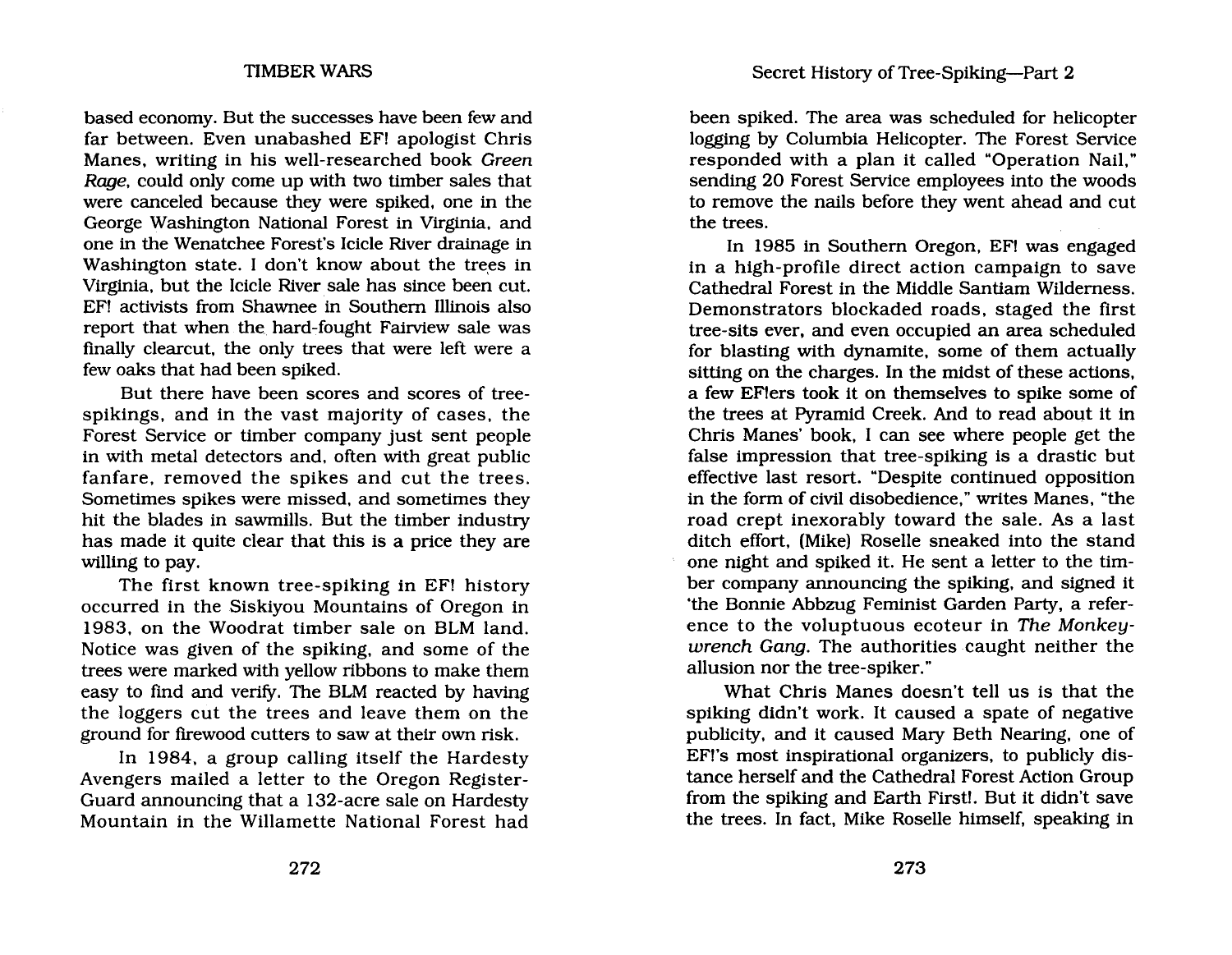based economy. But the successes have been few and far between. Even unabashed EF! apologist Chris Manes, writing in his well-researched book *Green Rage*, could only come up with two timber sales that were canceled because they were spiked, one in the George Washington National Forest in Virginia, and one in the Wenatchee Forest's Icicle River drainage in Washington state. I don't know about the trees in Virginia, but the Icicle River sale has since been cut. EF! activists from Shawnee in Southern Illinois also report that when the hard-fought Fairview sale was finally clearcut, the only trees that were left were a few oaks that had been spiked.

But there have been scores and scores of tree-spikings, and in the vast majority of cases, the Forest Service or timber company just sent people in with metal detectors and, often with great public fanfare, removed the spikes and cut the trees. Sometimes spikes were missed, and sometimes they hit the blades in sawmills. But the timber industry has made it quite clear that this is a price they are willing to pay.

The first known tree-spiking in EF! history occurred in the Siskiyou Mountains of Oregon in 1983, on the Woodrat timber sale on BLM land. Notice was given of the spiking, and some of the trees were marked with yellow ribbons to make them easy to find and verify. The BLM reacted by having the loggers cut the trees and leave them on the ground for firewood cutters to saw at their own risk.

In 1984, a group calling itself the Hardesty Avengers mailed a letter to the Oregon Register-Guard announcing that a 132-acre sale on Hardesty Mountain in the Willamette National Forest had been spiked. The area was scheduled for helicopter logging by Columbia Helicopter. The Forest Service responded with a plan it called "Operation Nail," sending 20 Forest Service employees into the woods to remove the nails before they went ahead and cut the trees.

In 1985 in Southern Oregon, EF! was engaged in a high-profile direct action campaign to save Cathedral Forest in the Middle Santiam Wilderness. Demonstrators blockaded roads, staged the first tree-sits ever, and even occupied an area scheduled for blasting with dynamite, some of them actually sitting on the charges. In the midst of these actions, a few EF!ers took it on themselves to spike some of the trees at Pyramid Creek. And to read about it in Chris Manes' book, I can see where people get the false impression that tree-spiking is a drastic but effective last resort. "Despite continued opposition in the form of civil disobedience," writes Manes, "the road crept inexorably toward the sale. As a last ditch effort, (Mike) Roselle sneaked into the stand one night and spiked it. He sent a letter to the timber company announcing the spiking, and signed it 'the Bonnie Abbzug Feminist Garden Party, a reference to the voluptuous ecoteur in *The Monkeywrench Gang*. The authorities caught neither the allusion nor the tree-spiker."

What Chris Manes doesn't tell us is that the spiking didn't work. It caused a spate of negative publicity, and it caused Mary Beth Nearing, one of EF!'s most inspirational organizers, to publicly distance herself and the Cathedral Forest Action Group from the spiking and Earth First!. But it didn't save the trees. In fact, Mike Roselle himself, speaking in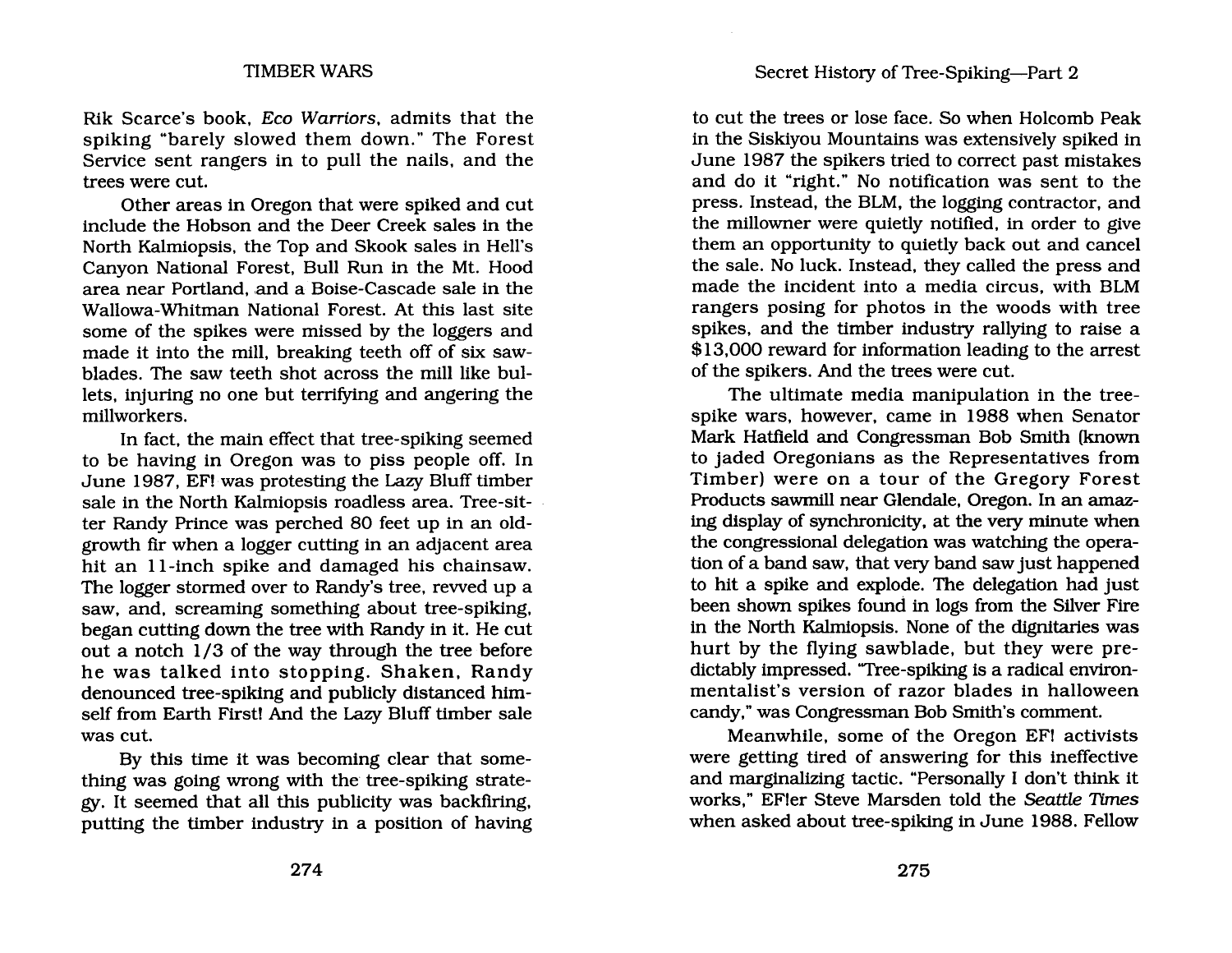Rik Scarce's book, *Eco Warriors*, admits that the spiking "barely slowed them down." The Forest Service sent rangers in to pull the nails, and the trees were cut.

Other areas in Oregon that were spiked and cut include the Hobson and the Deer Creek sales in the North Kalmiopsis, the Top and Skook sales in Hell's Canyon National Forest, Bull Run in the Mt. Hood area near Portland, and a Boise-Cascade sale in the Wallowa-Whitman National Forest. At this last site some of the spikes were missed by the loggers and made it into the mill, breaking teeth off of six sawblades. The saw teeth shot across the mill like bullets, injuring no one but terrifying and angering the millworkers.

In fact, the main effect that tree-spiking seemed to be having in Oregon was to piss people off. In June 1987, EF! was protesting the Lazy Bluff timber sale in the North Kalmiopsis roadless area. Tree-sitter Randy Prince was perched 80 feet up in an old-growth fir when a logger cutting in an adjacent area hit an 11-inch spike and damaged his chainsaw. The logger stormed over to Randy's tree, revved up a saw, and, screaming something about tree-spiking, began cutting down the tree with Randy in it. He cut out a notch 1/3 of the way through the tree before he was talked into stopping. Shaken, Randy denounced tree-spiking and publicly distanced himself from Earth First! And the Lazy Bluff timber sale was cut.

By this time it was becoming clear that something was going wrong with the tree-spiking strategy. It seemed that all this publicity was backfiring, putting the timber industry in a position of having to cut the trees or lose face. So when Holcomb Peak in the Siskiyou Mountains was extensively spiked in June 1987 the spikers tried to correct past mistakes and do it "right." No notification was sent to the press. Instead, the BLM, the logging contractor, and the millowner were quietly notified, in order to give them an opportunity to quietly back out and cancel the sale. No luck. Instead, they called the press and made the incident into a media circus, with BLM rangers posing for photos in the woods with tree spikes, and the timber industry rallying to raise a $13,000 reward for information leading to the arrest of the spikers. And the trees were cut.

The ultimate media manipulation in the tree-spike wars, however, came in 1988 when Senator Mark Hatfield and Congressman Bob Smith (known to jaded Oregonians as the Representatives from Timber) were on a tour of the Gregory Forest Products sawmill near Glendale, Oregon. In an amazing display of synchronicity, at the very minute when the congressional delegation was watching the operation of a band saw, that very band saw just happened to hit a spike and explode. The delegation had just been shown spikes found in logs from the Silver Fire in the North Kalmiopsis. None of the dignitaries was hurt by the flying sawblade, but they were predictably impressed. "Tree-spiking is a radical environmentalist's version of razor blades in halloween candy," was Congressman Bob Smith's comment.

Meanwhile, some of the Oregon EF! activists were getting tired of answering for this ineffective and marginalizing tactic. "Personally I don't think it works," EFIer Steve Marsden told the *Seattle Times* when asked about tree-spiking in June 1988. Fellow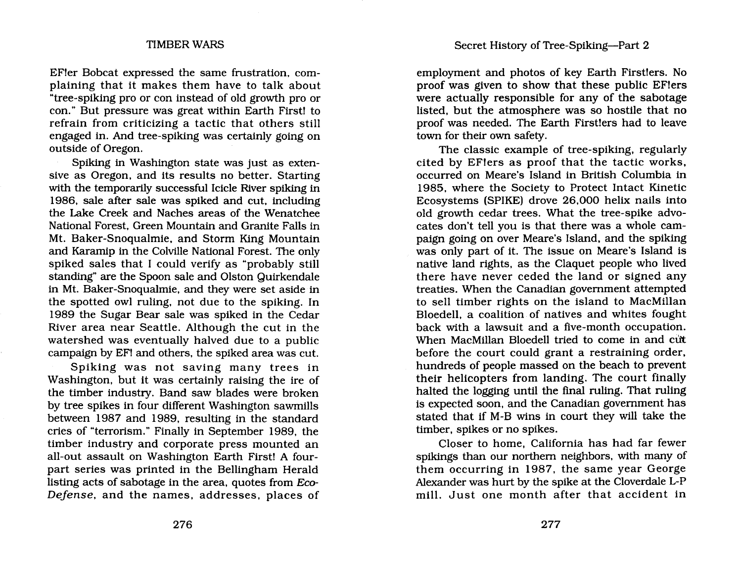EF!er Bobcat expressed the same frustration, complaining that it makes them have to talk about "tree-spiking pro or con instead of old growth pro or con." But pressure was great within Earth First! to refrain from criticizing a tactic that others still engaged in. And tree-spiking was certainly going on outside of Oregon.

Spiking in Washington state was just as extensive as Oregon, and its results no better. Starting with the temporarily successful Icicle River spiking in 1986, sale after sale was spiked and cut, including the Lake Creek and Naches areas of the Wenatchee National Forest, Green Mountain and Granite Falls in Mt. Baker-Snoqualmie, and Storm King Mountain and Karamip in the Colville National Forest. The only spiked sales that I could verify as "probably still standing" are the Spoon sale and Olston Quirkendale in Mt. Baker-Snoqualmie, and they were set aside in the spotted owl ruling, not due to the spiking. In 1989 the Sugar Bear sale was spiked in the Cedar River area near Seattle. Although the cut in the watershed was eventually halved due to a public campaign by EF! and others, the spiked area was cut.

Spiking was not saving many trees in Washington, but it was certainly raising the ire of the timber industry. Band saw blades were broken by tree spikes in four different Washington sawmills between 1987 and 1989, resulting in the standard cries of "terrorism." Finally in September 1989, the timber industry and corporate press mounted an all-out assault on Washington Earth First! A four-part series was printed in the Bellingham Herald listing acts of sabotage in the area, quotes from *Eco-Defense*, and the names, addresses, places of employment and photos of key Earth First!ers. No proof was given to show that these public EF!ers were actually responsible for any of the sabotage listed, but the atmosphere was so hostile that no proof was needed. The Earth First!ers had to leave town for their own safety.

The classic example of tree-spiking, regularly cited by EF!ers as proof that the tactic works, occurred on Meare's Island in British Columbia in 1985, where the Society to Protect Intact Kinetic Ecosystems (SPIKE) drove 26,000 helix nails into old growth cedar trees. What the tree-spike advocates don't tell you is that there was a whole campaign going on over Meare's Island, and the spiking was only part of it. The issue on Meare's Island is native land rights, as the Claquet people who lived there have never ceded the land or signed any treaties. When the Canadian government attempted to sell timber rights on the island to MacMillan Bloedell, a coalition of natives and whites fought back with a lawsuit and a five-month occupation. When MacMillan Bloedell tried to come in and cut before the court could grant a restraining order, hundreds of people massed on the beach to prevent their helicopters from landing. The court finally halted the logging until the final ruling. That ruling is expected soon, and the Canadian government has stated that if M-B wins in court they will take the timber, spikes or no spikes.

Closer to home, California has had far fewer spikings than our northern neighbors, with many of them occurring in 1987, the same year George Alexander was hurt by the spike at the Cloverdale L-P mill. Just one month after that accident in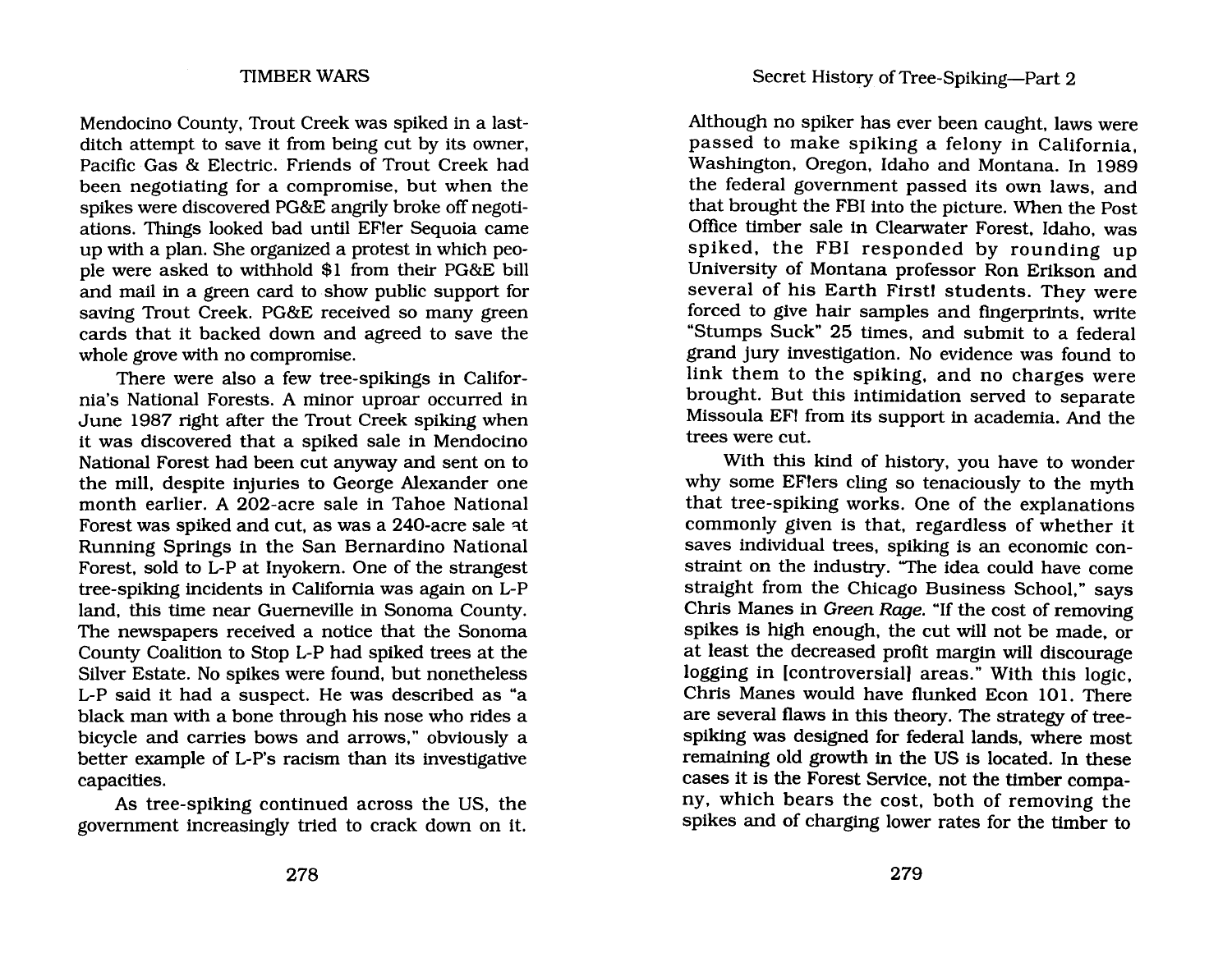Mendocino County, Trout Creek was spiked in a last-ditch attempt to save it from being cut by its owner, Pacific Gas & Electric. Friends of Trout Creek had been negotiating for a compromise, but when the spikes were discovered PG&E angrily broke off negotiations. Things looked bad until EF!er Sequoia came up with a plan. She organized a protest in which people were asked to withhold $1 from their PG&E bill and mail in a green card to show public support for saving Trout Creek. PG&E received so many green cards that it backed down and agreed to save the whole grove with no compromise.

There were also a few tree-spikings in California's National Forests. A minor uproar occurred in June 1987 right after the Trout Creek spiking when it was discovered that a spiked sale in Mendocino National Forest had been cut anyway and sent on to the mill, despite injuries to George Alexander one month earlier. A 202-acre sale in Tahoe National Forest was spiked and cut, as was a 240-acre sale at Running Springs in the San Bernardino National Forest, sold to L-P at Inyokern. One of the strangest tree-spiking incidents in California was again on L-P land, this time near Guerneville in Sonoma County. The newspapers received a notice that the Sonoma County Coalition to Stop L-P had spiked trees at the Silver Estate. No spikes were found, but nonetheless L-P said it had a suspect. He was described as "a black man with a bone through his nose who rides a bicycle and carries bows and arrows," obviously a better example of L-P's racism than its investigative capacities.

As tree-spiking continued across the US, the government increasingly tried to crack down on it. Although no spiker has ever been caught, laws were passed to make spiking a felony in California, Washington, Oregon, Idaho and Montana. In 1989 the federal government passed its own laws, and that brought the FBI into the picture. When the Post Office timber sale in Clearwater Forest, Idaho, was spiked, the FBI responded by rounding up University of Montana professor Ron Erikson and several of his Earth First! students. They were forced to give hair samples and fingerprints, write "Stumps Suck" 25 times, and submit to a federal grand jury investigation. No evidence was found to link them to the spiking, and no charges were brought. But this intimidation served to separate Missoula EF! from its support in academia. And the trees were cut.

With this kind of history, you have to wonder why some EF!ers cling so tenaciously to the myth that tree-spiking works. One of the explanations commonly given is that, regardless of whether it saves individual trees, spiking is an economic constraint on the industry. "The idea could have come straight from the Chicago Business School," says Chris Manes in *Green Rage*. "If the cost of removing spikes is high enough, the cut will not be made, or at least the decreased profit margin will discourage logging in [controversial] areas." With this logic, Chris Manes would have flunked Econ 101. There are several flaws in this theory. The strategy of tree-spiking was designed for federal lands, where most remaining old growth in the US is located. In these cases it is the Forest Service, not the timber company, which bears the cost, both of removing the spikes and of charging lower rates for the timber to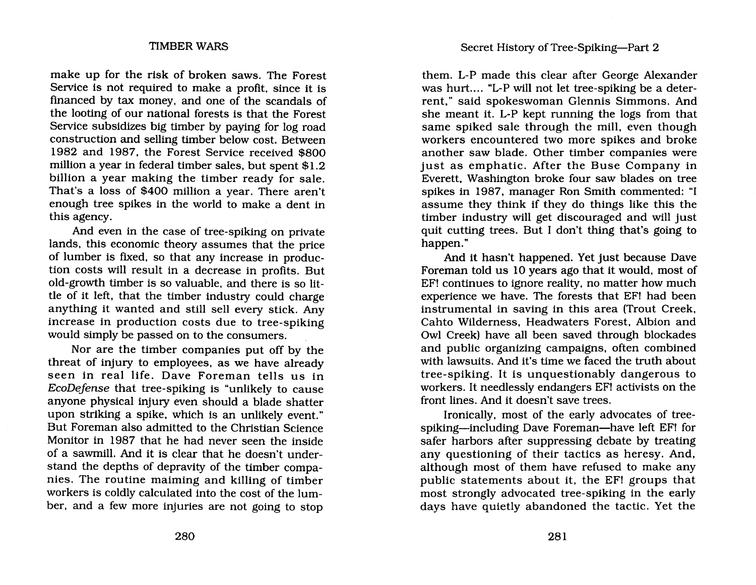make up for the risk of broken saws. The Forest Service is not required to make a profit, since it is financed by tax money, and one of the scandals of the looting of our national forests is that the Forest Service subsidizes big timber by paying for log road construction and selling timber below cost. Between 1982 and 1987, the Forest Service received $800 million a year in federal timber sales, but spent $1.2 billion a year making the timber ready for sale. That's a loss of $400 million a year. There aren't enough tree spikes in the world to make a dent in this agency.

And even in the case of tree-spiking on private lands, this economic theory assumes that the price of lumber is fixed, so that any increase in production costs will result in a decrease in profits. But old-growth timber is so valuable, and there is so little of it left, that the timber industry could charge anything it wanted and still sell every stick. Any increase in production costs due to tree-spiking would simply be passed on to the consumers.

Nor are the timber companies put off by the threat of injury to employees, as we have already seen in real life. Dave Foreman tells us in *EcoDefense* that tree-spiking is "unlikely to cause anyone physical injury even should a blade shatter upon striking a spike, which is an unlikely event." But Foreman also admitted to the Christian Science Monitor in 1987 that he had never seen the inside of a sawmill. And it is clear that he doesn't understand the depths of depravity of the timber companies. The routine maiming and killing of timber workers is coldly calculated into the cost of the lumber, and a few more injuries are not going to stop them. L-P made this clear after George Alexander was hurt.... "L-P will not let tree-spiking be a deterrent," said spokeswoman Glennis Simmons. And she meant it. L-P kept running the logs from that same spiked sale through the mill, even though workers encountered two more spikes and broke another saw blade. Other timber companies were just as emphatic. After the Buse Company in Everett, Washington broke four saw blades on tree spikes in 1987, manager Ron Smith commented: "I assume they think if they do things like this the timber industry will get discouraged and will just quit cutting trees. But I don't thing that's going to happen."

And it hasn't happened. Yet just because Dave Foreman told us 10 years ago that it would, most of EF! continues to ignore reality, no matter how much experience we have. The forests that EF! had been instrumental in saving in this area (Trout Creek, Cahto Wilderness, Headwaters Forest, Albion and Owl Creek) have all been saved through blockades and public organizing campaigns, often combined with lawsuits. And it's time we faced the truth about tree-spiking. It is unquestionably dangerous to workers. It needlessly endangers EF! activists on the front lines. And it doesn't save trees.

Ironically, most of the early advocates of tree-spiking—including Dave Foreman—have left EF! for safer harbors after suppressing debate by treating any questioning of their tactics as heresy. And, although most of them have refused to make any public statements about it, the EF! groups that most strongly advocated tree-spiking in the early days have quietly abandoned the tactic. Yet the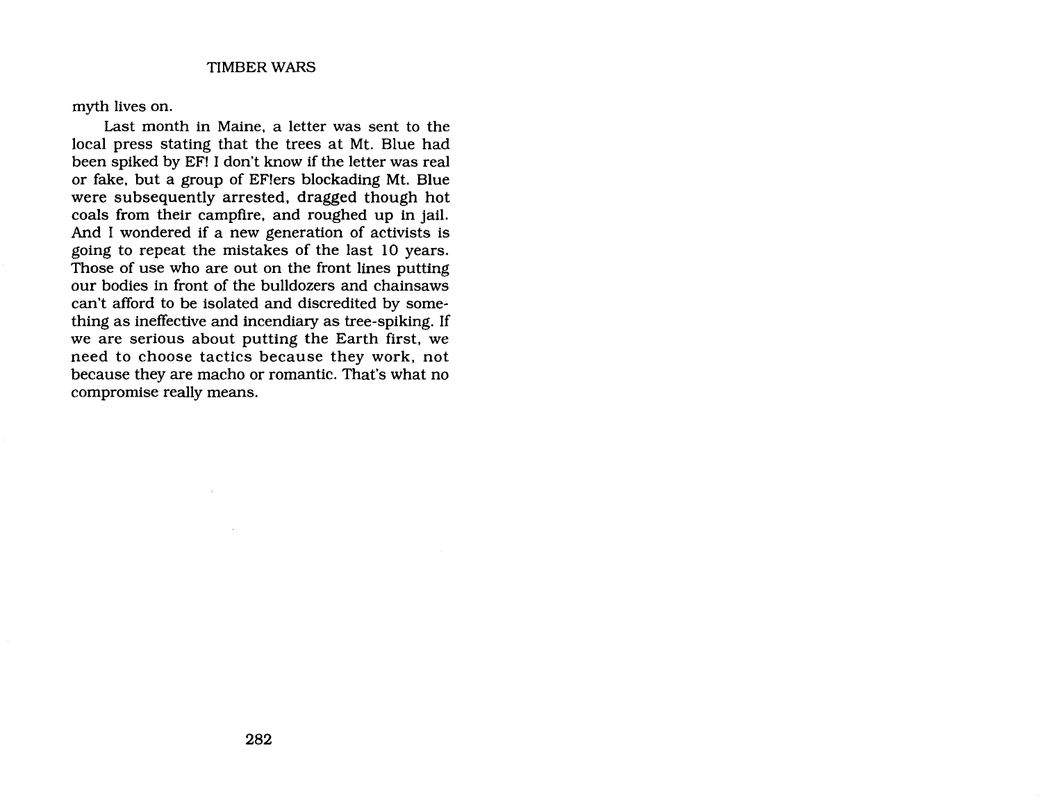myth lives on.

Last month in Maine, a letter was sent to the local press stating that the trees at Mt. Blue had been spiked by EF! I don't know if the letter was real or fake, but a group of EF!ers blockading Mt. Blue were subsequently arrested, dragged though hot coals from their campfire, and roughed up in jail. And I wondered if a new generation of activists is going to repeat the mistakes of the last 10 years. Those of use who are out on the front lines putting our bodies in front of the bulldozers and chainsaws can't afford to be isolated and discredited by something as ineffective and incendiary as tree-spiking. If we are serious about putting the Earth first, we need to choose tactics because they work, not because they are macho or romantic. That's what no compromise really means.